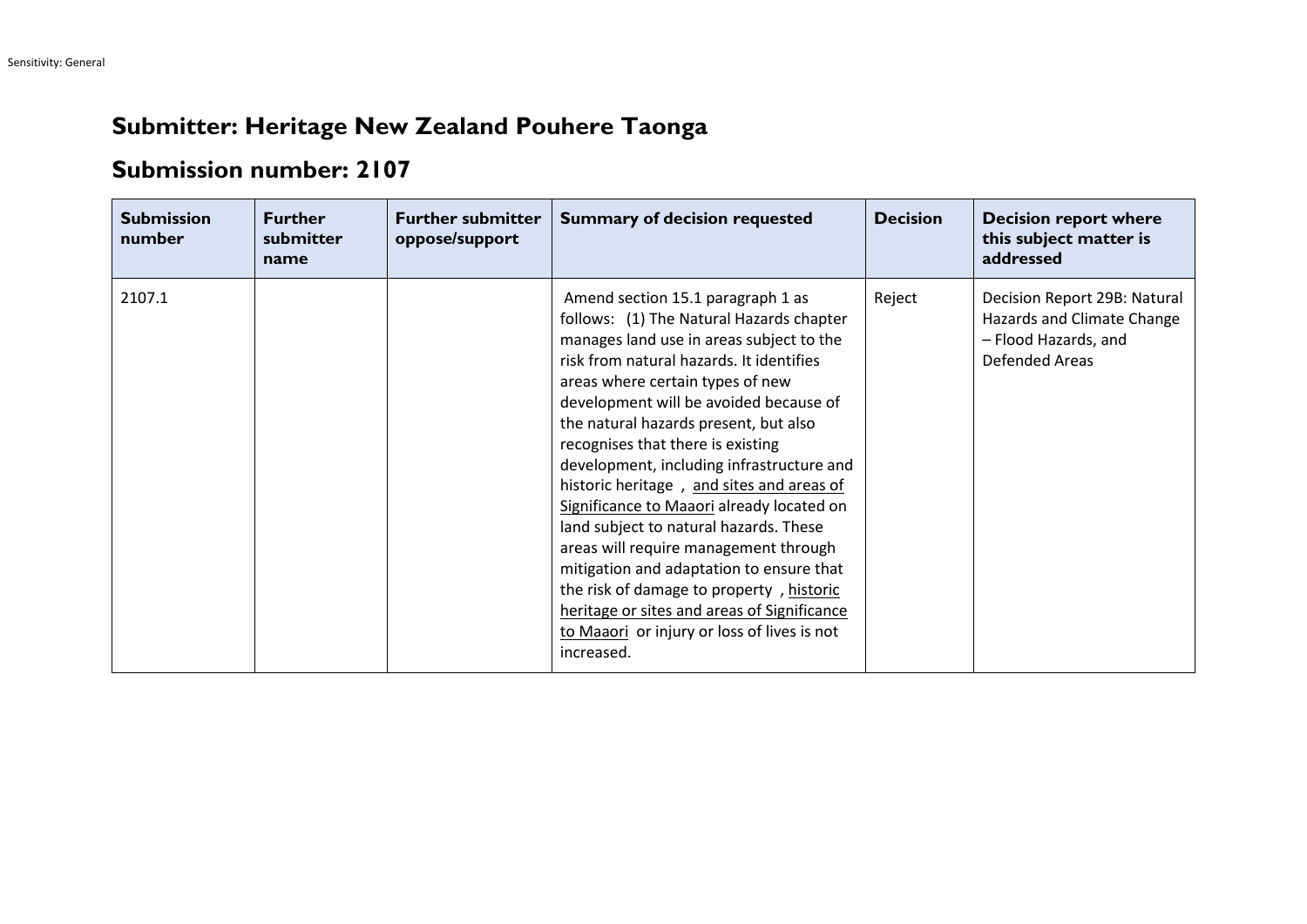# Submitter: Heritage New Zealand Pouhere Taonga

## Submission number: 2107

| Submission number | Further submitter name | Further submitter oppose/support | Summary of decision requested | Decision | Decision report where this subject matter is addressed |
|---|---|---|---|---|---|
| 2107.1 | | | Amend section 15.1 paragraph 1 as follows: (1) The Natural Hazards chapter manages land use in areas subject to the risk from natural hazards. It identifies areas where certain types of new development will be avoided because of the natural hazards present, but also recognises that there is existing development, including infrastructure and historic heritage , <u>and sites and areas of Significance to Maaori</u> already located on land subject to natural hazards. These areas will require management through mitigation and adaptation to ensure that the risk of damage to property , <u>historic heritage or sites and areas of Significance to Maaori</u> or injury or loss of lives is not increased. | Reject | Decision Report 29B: Natural Hazards and Climate Change – Flood Hazards, and Defended Areas |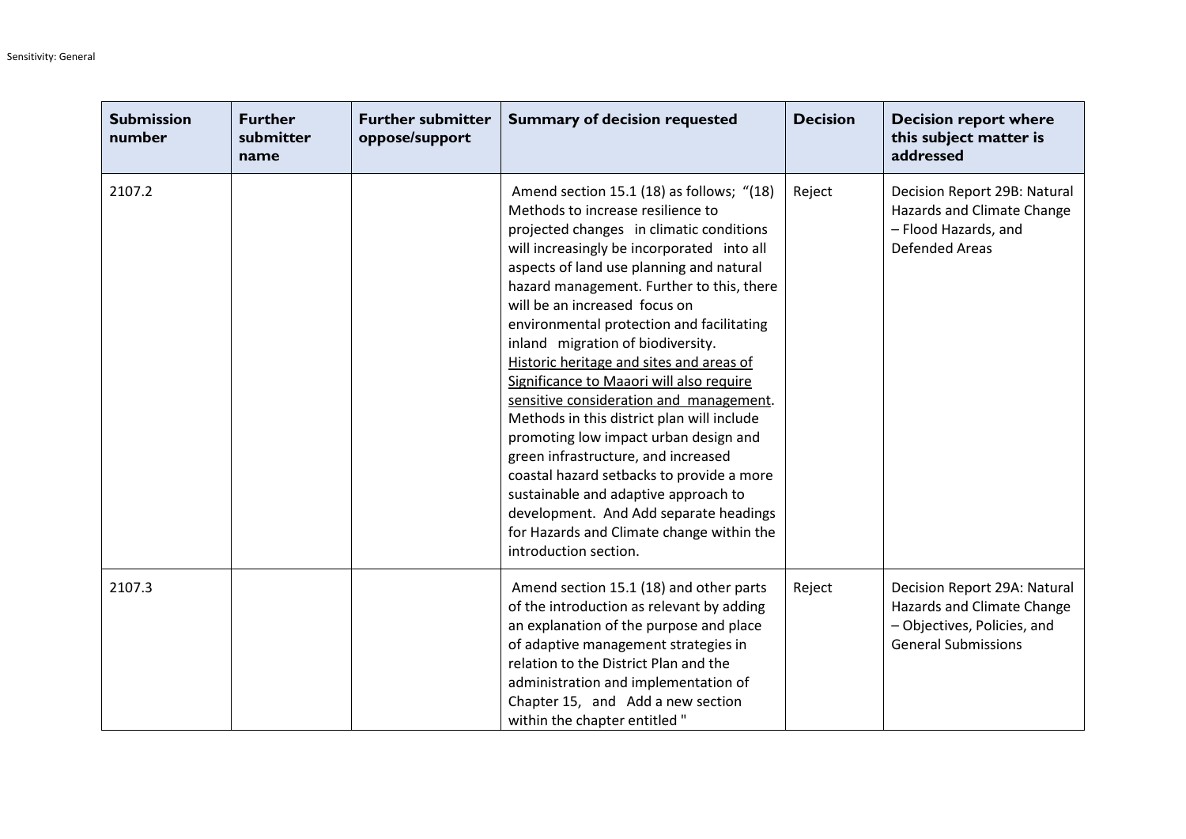| Submission number | Further submitter name | Further submitter oppose/support | Summary of decision requested | Decision | Decision report where this subject matter is addressed |
|---|---|---|---|---|---|
| 2107.2 | | | Amend section 15.1 (18) as follows; "(18) Methods to increase resilience to projected changes in climatic conditions will increasingly be incorporated into all aspects of land use planning and natural hazard management. Further to this, there will be an increased focus on environmental protection and facilitating inland migration of biodiversity. <u>Historic heritage and sites and areas of Significance to Maaori will also require sensitive consideration and management</u>. Methods in this district plan will include promoting low impact urban design and green infrastructure, and increased coastal hazard setbacks to provide a more sustainable and adaptive approach to development. And Add separate headings for Hazards and Climate change within the introduction section. | Reject | Decision Report 29B: Natural Hazards and Climate Change – Flood Hazards, and Defended Areas |
| 2107.3 | | | Amend section 15.1 (18) and other parts of the introduction as relevant by adding an explanation of the purpose and place of adaptive management strategies in relation to the District Plan and the administration and implementation of Chapter 15, and Add a new section within the chapter entitled " | Reject | Decision Report 29A: Natural Hazards and Climate Change – Objectives, Policies, and General Submissions |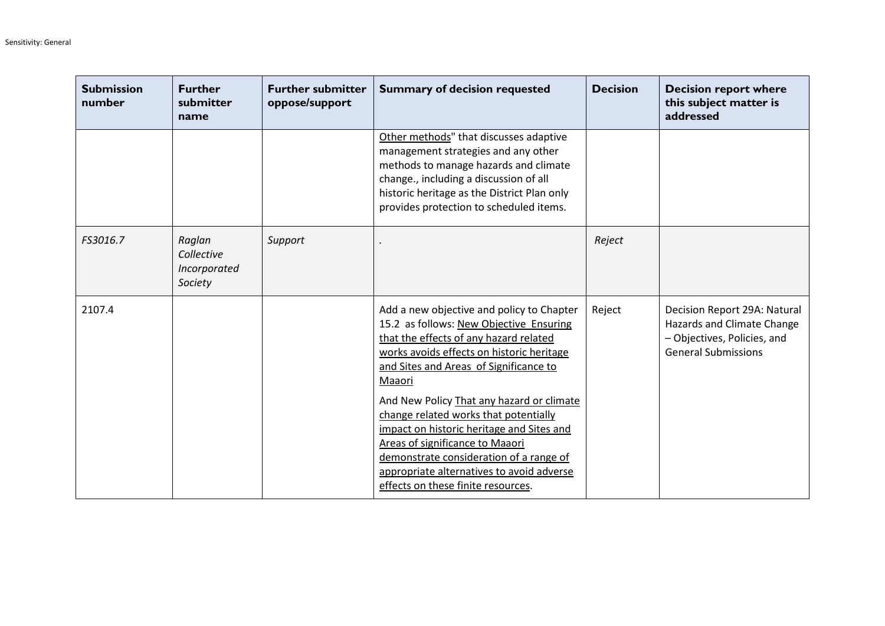| Submission number | Further submitter name | Further submitter oppose/support | Summary of decision requested | Decision | Decision report where this subject matter is addressed |
|---|---|---|---|---|---|
| | | | <u>Other methods</u>" that discusses adaptive management strategies and any other methods to manage hazards and climate change., including a discussion of all historic heritage as the District Plan only provides protection to scheduled items. | | |
| *FS3016.7* | *Raglan Collective Incorporated Society* | *Support* | . | *Reject* | |
| 2107.4 | | | Add a new objective and policy to Chapter 15.2 as follows: <u>New Objective Ensuring that the effects of any hazard related works avoids effects on historic heritage and Sites and Areas of Significance to Maaori</u><br><br>And New Policy <u>That any hazard or climate change related works that potentially impact on historic heritage and Sites and Areas of significance to Maaori demonstrate consideration of a range of appropriate alternatives to avoid adverse effects on these finite resources</u>. | Reject | Decision Report 29A: Natural Hazards and Climate Change – Objectives, Policies, and General Submissions |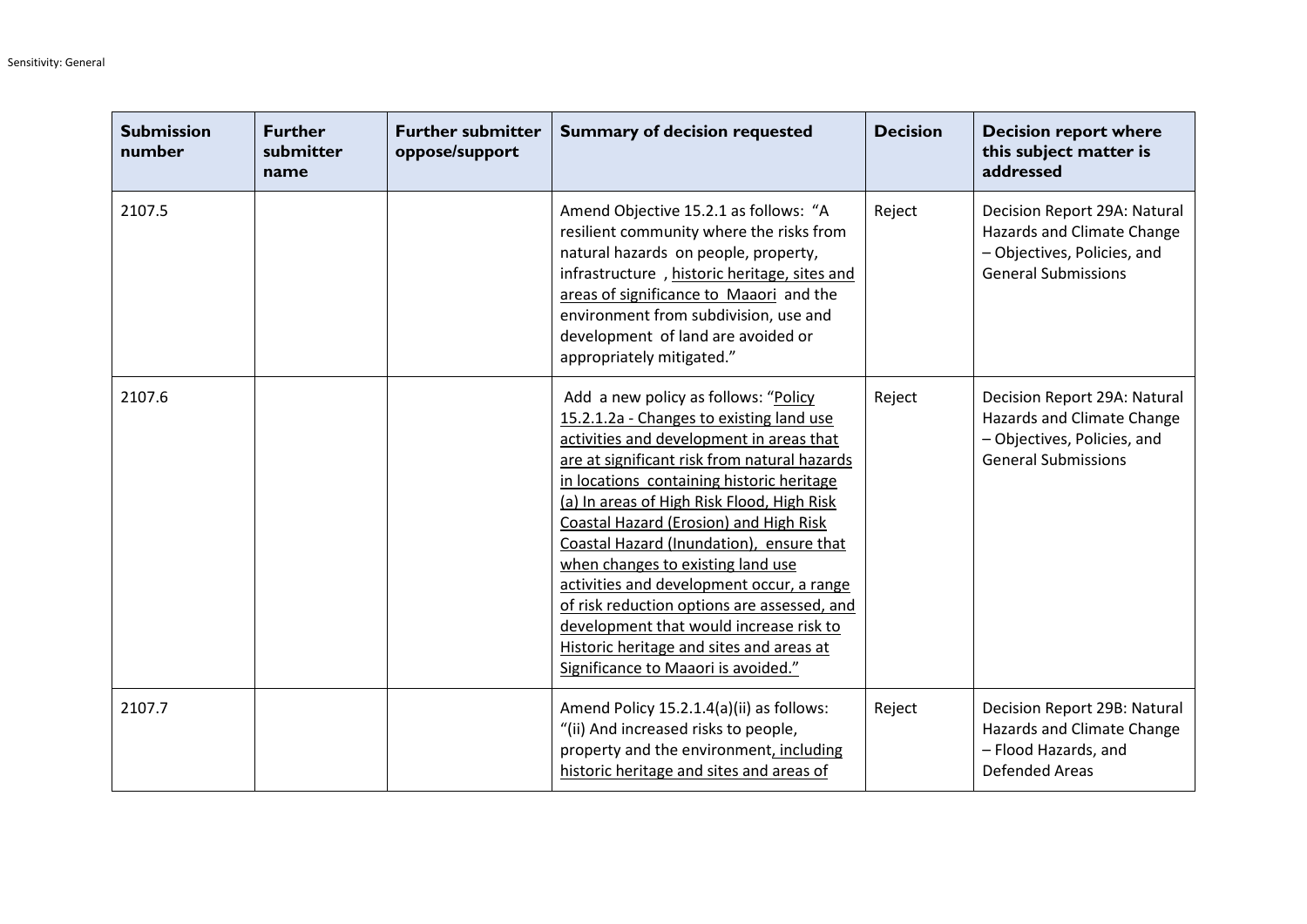| Submission number | Further submitter name | Further submitter oppose/support | Summary of decision requested | Decision | Decision report where this subject matter is addressed |
|---|---|---|---|---|---|
| 2107.5 | | | Amend Objective 15.2.1 as follows: "A resilient community where the risks from natural hazards on people, property, infrastructure , <u>historic heritage, sites and areas of significance to Maaori</u> and the environment from subdivision, use and development of land are avoided or appropriately mitigated." | Reject | Decision Report 29A: Natural Hazards and Climate Change – Objectives, Policies, and General Submissions |
| 2107.6 | | | Add a new policy as follows: "<u>Policy 15.2.1.2a - Changes to existing land use activities and development in areas that are at significant risk from natural hazards in locations containing historic heritage (a) In areas of High Risk Flood, High Risk Coastal Hazard (Erosion) and High Risk Coastal Hazard (Inundation), ensure that when changes to existing land use activities and development occur, a range of risk reduction options are assessed, and development that would increase risk to Historic heritage and sites and areas at Significance to Maaori is avoided.</u>" | Reject | Decision Report 29A: Natural Hazards and Climate Change – Objectives, Policies, and General Submissions |
| 2107.7 | | | Amend Policy 15.2.1.4(a)(ii) as follows: "(ii) And increased risks to people, property and the environment<u>, including historic heritage and sites and areas of</u> | Reject | Decision Report 29B: Natural Hazards and Climate Change – Flood Hazards, and Defended Areas |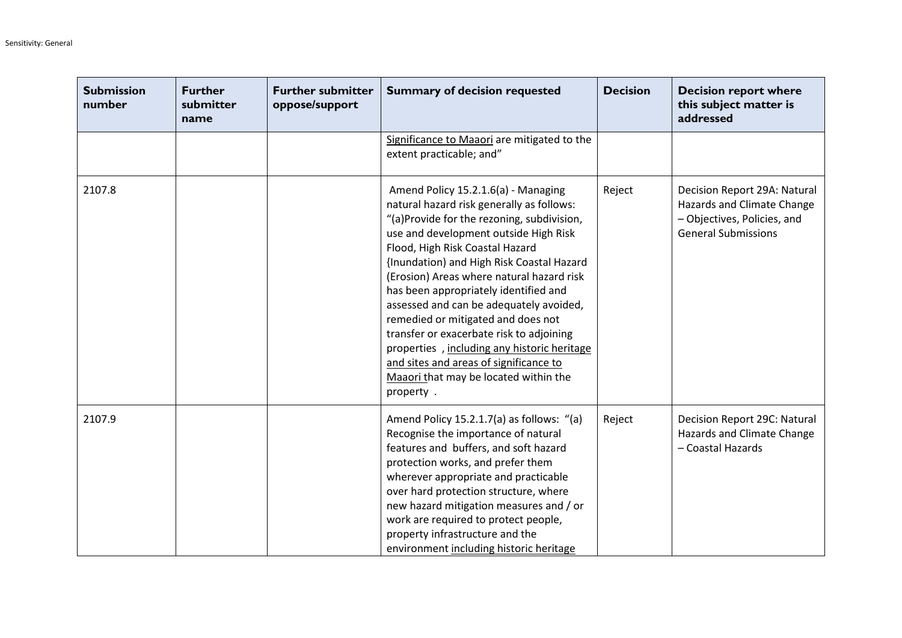| Submission number | Further submitter name | Further submitter oppose/support | Summary of decision requested | Decision | Decision report where this subject matter is addressed |
|---|---|---|---|---|---|
| | | | <u>Significance to Maaori</u> are mitigated to the extent practicable; and" | | |
| 2107.8 | | | Amend Policy 15.2.1.6(a) - Managing natural hazard risk generally as follows: "(a)Provide for the rezoning, subdivision, use and development outside High Risk Flood, High Risk Coastal Hazard {Inundation) and High Risk Coastal Hazard (Erosion) Areas where natural hazard risk has been appropriately identified and assessed and can be adequately avoided, remedied or mitigated and does not transfer or exacerbate risk to adjoining properties , <u>including any historic heritage and sites and areas of significance to Maaori</u> that may be located within the property . | Reject | Decision Report 29A: Natural Hazards and Climate Change – Objectives, Policies, and General Submissions |
| 2107.9 | | | Amend Policy 15.2.1.7(a) as follows: "(a) Recognise the importance of natural features and buffers, and soft hazard protection works, and prefer them wherever appropriate and practicable over hard protection structure, where new hazard mitigation measures and / or work are required to protect people, property infrastructure and the environment <u>including historic heritage</u> | Reject | Decision Report 29C: Natural Hazards and Climate Change – Coastal Hazards |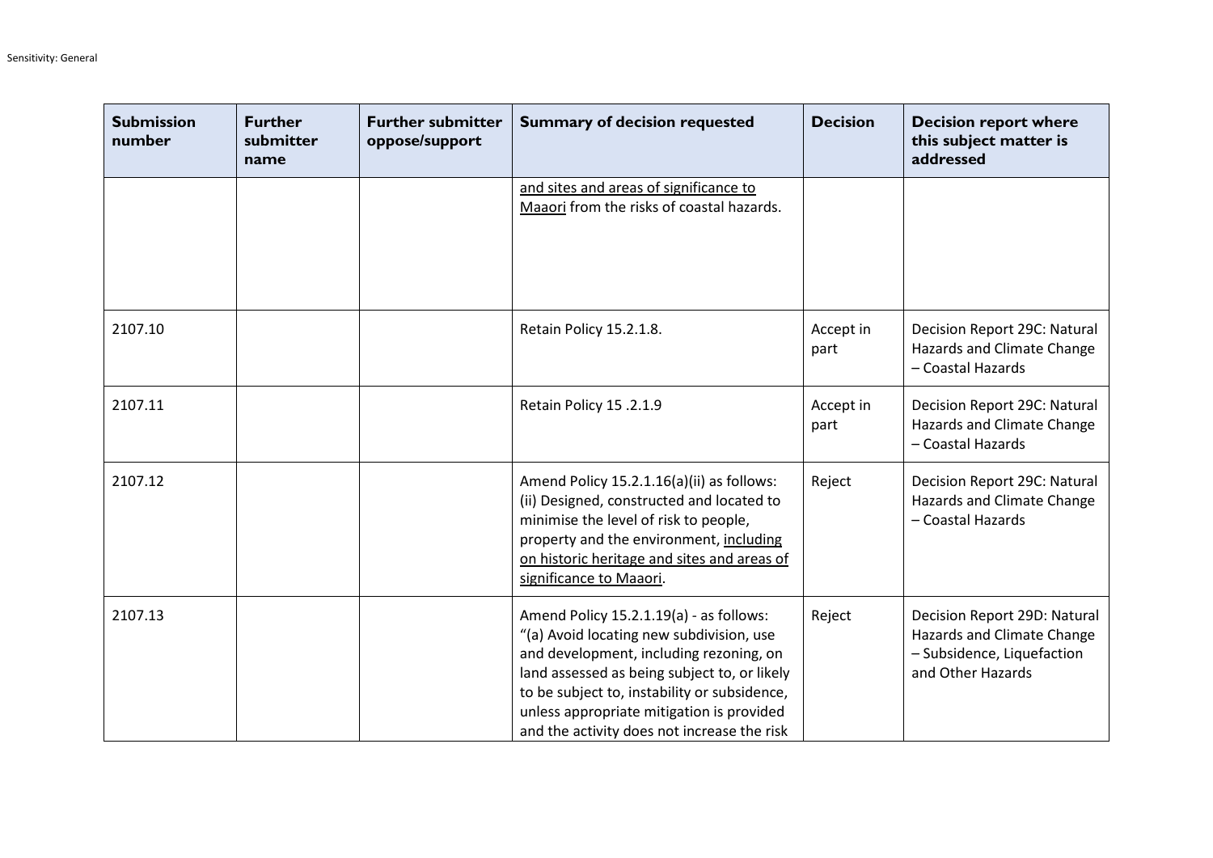| Submission number | Further submitter name | Further submitter oppose/support | Summary of decision requested | Decision | Decision report where this subject matter is addressed |
|---|---|---|---|---|---|
| | | | <u>and sites and areas of significance to Maaori</u> from the risks of coastal hazards. | | |
| 2107.10 | | | Retain Policy 15.2.1.8. | Accept in part | Decision Report 29C: Natural Hazards and Climate Change – Coastal Hazards |
| 2107.11 | | | Retain Policy 15 .2.1.9 | Accept in part | Decision Report 29C: Natural Hazards and Climate Change – Coastal Hazards |
| 2107.12 | | | Amend Policy 15.2.1.16(a)(ii) as follows: (ii) Designed, constructed and located to minimise the level of risk to people, property and the environment, <u>including on historic heritage and sites and areas of significance to Maaori</u>. | Reject | Decision Report 29C: Natural Hazards and Climate Change – Coastal Hazards |
| 2107.13 | | | Amend Policy 15.2.1.19(a) - as follows: "(a) Avoid locating new subdivision, use and development, including rezoning, on land assessed as being subject to, or likely to be subject to, instability or subsidence, unless appropriate mitigation is provided and the activity does not increase the risk | Reject | Decision Report 29D: Natural Hazards and Climate Change – Subsidence, Liquefaction and Other Hazards |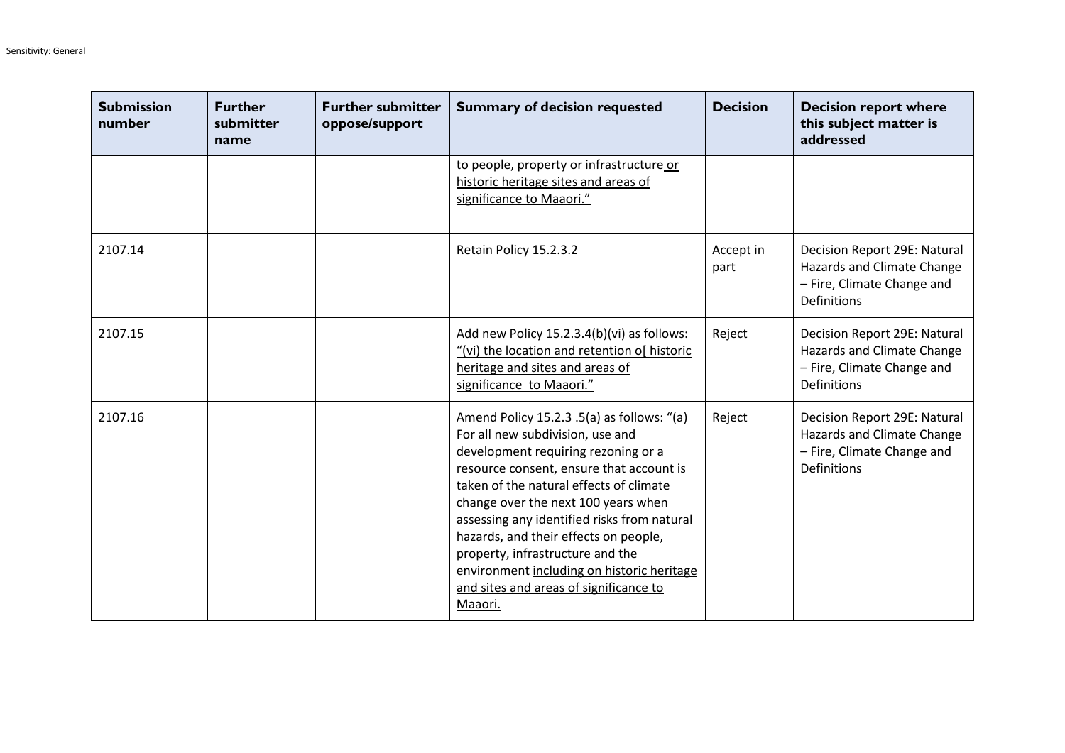| Submission number | Further submitter name | Further submitter oppose/support | Summary of decision requested | Decision | Decision report where this subject matter is addressed |
|---|---|---|---|---|---|
| | | | to people, property or infrastructure <u>or historic heritage sites and areas of significance to Maaori."</u> | | |
| 2107.14 | | | Retain Policy 15.2.3.2 | Accept in part | Decision Report 29E: Natural Hazards and Climate Change – Fire, Climate Change and Definitions |
| 2107.15 | | | Add new Policy 15.2.3.4(b)(vi) as follows: <u>"(vi) the location and retention o[ historic heritage and sites and areas of significance to Maaori."</u> | Reject | Decision Report 29E: Natural Hazards and Climate Change – Fire, Climate Change and Definitions |
| 2107.16 | | | Amend Policy 15.2.3 .5(a) as follows: "(a) For all new subdivision, use and development requiring rezoning or a resource consent, ensure that account is taken of the natural effects of climate change over the next 100 years when assessing any identified risks from natural hazards, and their effects on people, property, infrastructure and the environment <u>including on historic heritage and sites and areas of significance to Maaori.</u> | Reject | Decision Report 29E: Natural Hazards and Climate Change – Fire, Climate Change and Definitions |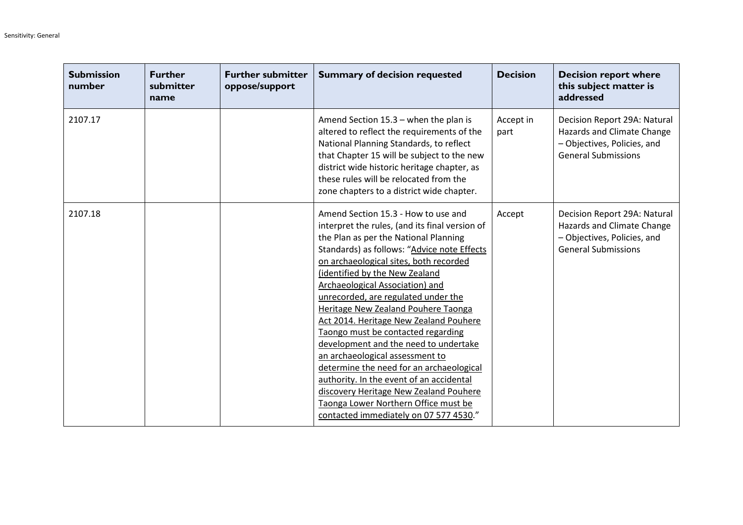| Submission number | Further submitter name | Further submitter oppose/support | Summary of decision requested | Decision | Decision report where this subject matter is addressed |
|---|---|---|---|---|---|
| 2107.17 | | | Amend Section 15.3 – when the plan is altered to reflect the requirements of the National Planning Standards, to reflect that Chapter 15 will be subject to the new district wide historic heritage chapter, as these rules will be relocated from the zone chapters to a district wide chapter. | Accept in part | Decision Report 29A: Natural Hazards and Climate Change – Objectives, Policies, and General Submissions |
| 2107.18 | | | Amend Section 15.3 - How to use and interpret the rules, (and its final version of the Plan as per the National Planning Standards) as follows: "<u>Advice note Effects on archaeological sites, both recorded (identified by the New Zealand Archaeological Association) and unrecorded, are regulated under the Heritage New Zealand Pouhere Taonga Act 2014. Heritage New Zealand Pouhere Taongo must be contacted regarding development and the need to undertake an archaeological assessment to determine the need for an archaeological authority. In the event of an accidental discovery Heritage New Zealand Pouhere Taonga Lower Northern Office must be contacted immediately on 07 577 4530</u>." | Accept | Decision Report 29A: Natural Hazards and Climate Change – Objectives, Policies, and General Submissions |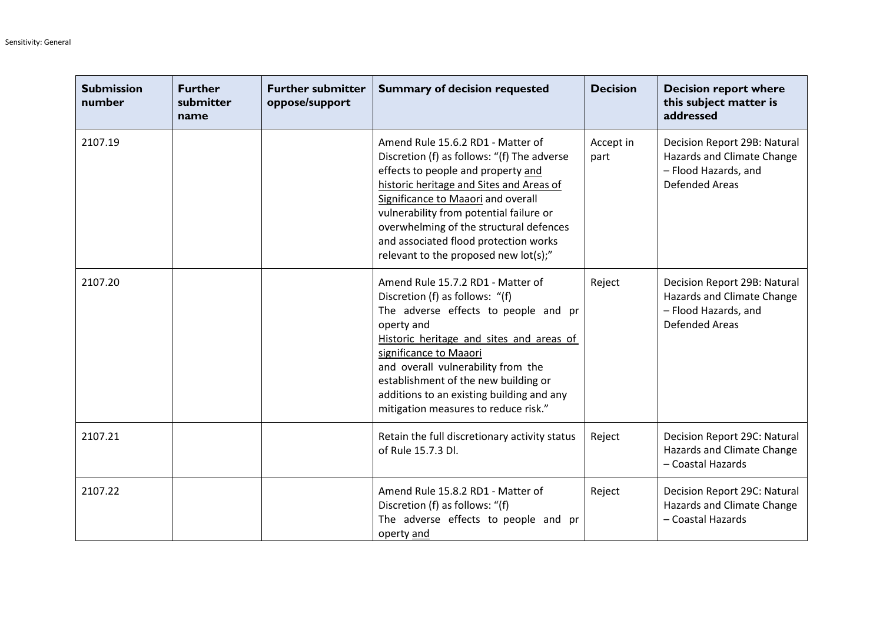| Submission number | Further submitter name | Further submitter oppose/support | Summary of decision requested | Decision | Decision report where this subject matter is addressed |
|---|---|---|---|---|---|
| 2107.19 | | | Amend Rule 15.6.2 RD1 - Matter of Discretion (f) as follows: "(f) The adverse effects to people and property <u>and historic heritage and Sites and Areas of Significance to Maaori</u> and overall vulnerability from potential failure or overwhelming of the structural defences and associated flood protection works relevant to the proposed new lot(s);" | Accept in part | Decision Report 29B: Natural Hazards and Climate Change – Flood Hazards, and Defended Areas |
| 2107.20 | | | Amend Rule 15.7.2 RD1 - Matter of Discretion (f) as follows: "(f) The adverse effects to people and pr operty and <u>Historic heritage and sites and areas of significance to Maaori</u> and overall vulnerability from the establishment of the new building or additions to an existing building and any mitigation measures to reduce risk." | Reject | Decision Report 29B: Natural Hazards and Climate Change – Flood Hazards, and Defended Areas |
| 2107.21 | | | Retain the full discretionary activity status of Rule 15.7.3 DI. | Reject | Decision Report 29C: Natural Hazards and Climate Change – Coastal Hazards |
| 2107.22 | | | Amend Rule 15.8.2 RD1 - Matter of Discretion (f) as follows: "(f) The adverse effects to people and pr operty <u>and</u> | Reject | Decision Report 29C: Natural Hazards and Climate Change – Coastal Hazards |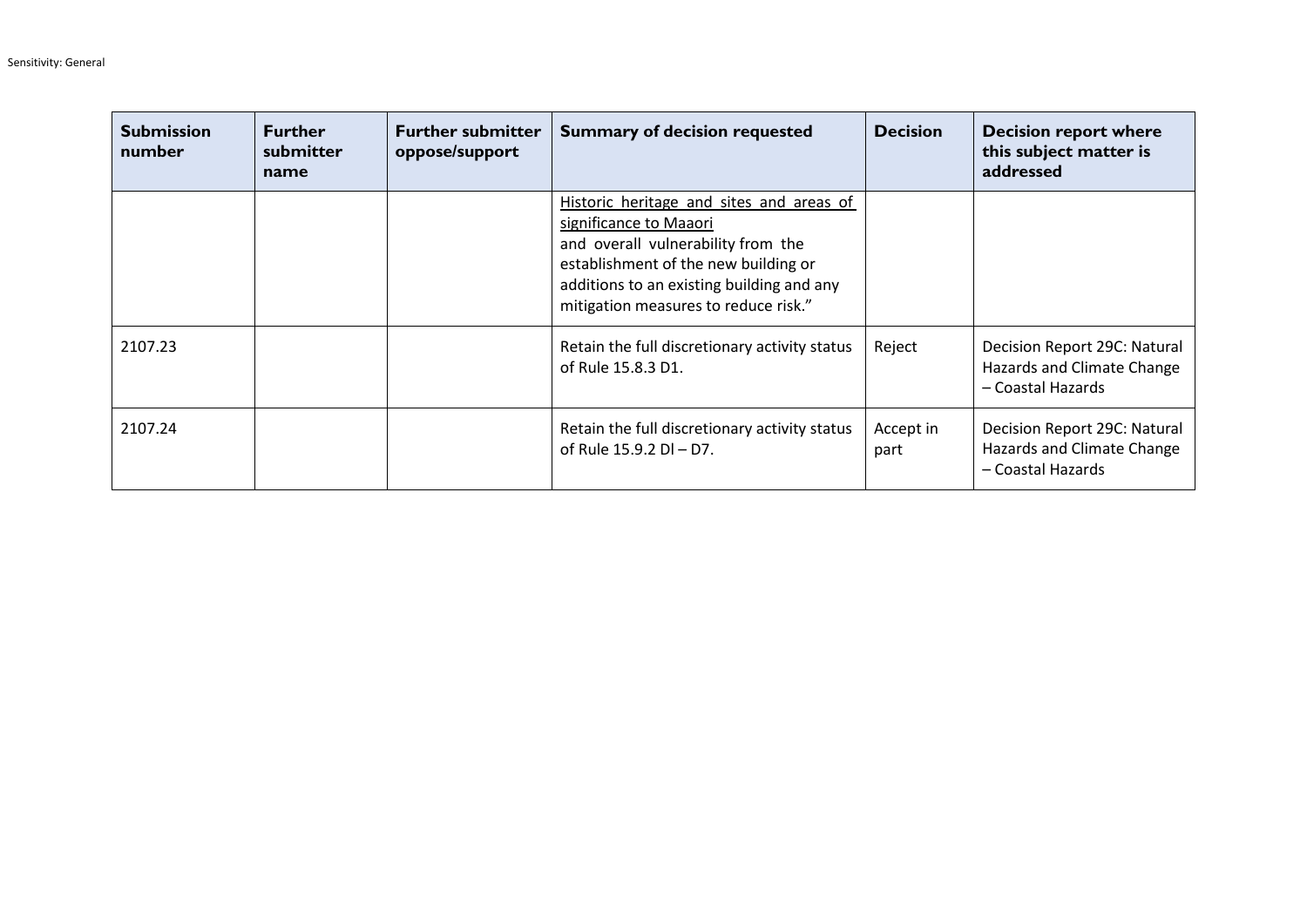| Submission number | Further submitter name | Further submitter oppose/support | Summary of decision requested | Decision | Decision report where this subject matter is addressed |
|---|---|---|---|---|---|
| | | | <u>Historic heritage and sites and areas of significance to Maaori</u><br>and overall vulnerability from the establishment of the new building or additions to an existing building and any mitigation measures to reduce risk.” | | |
| 2107.23 | | | Retain the full discretionary activity status of Rule 15.8.3 D1. | Reject | Decision Report 29C: Natural Hazards and Climate Change – Coastal Hazards |
| 2107.24 | | | Retain the full discretionary activity status of Rule 15.9.2 Dl – D7. | Accept in part | Decision Report 29C: Natural Hazards and Climate Change – Coastal Hazards |